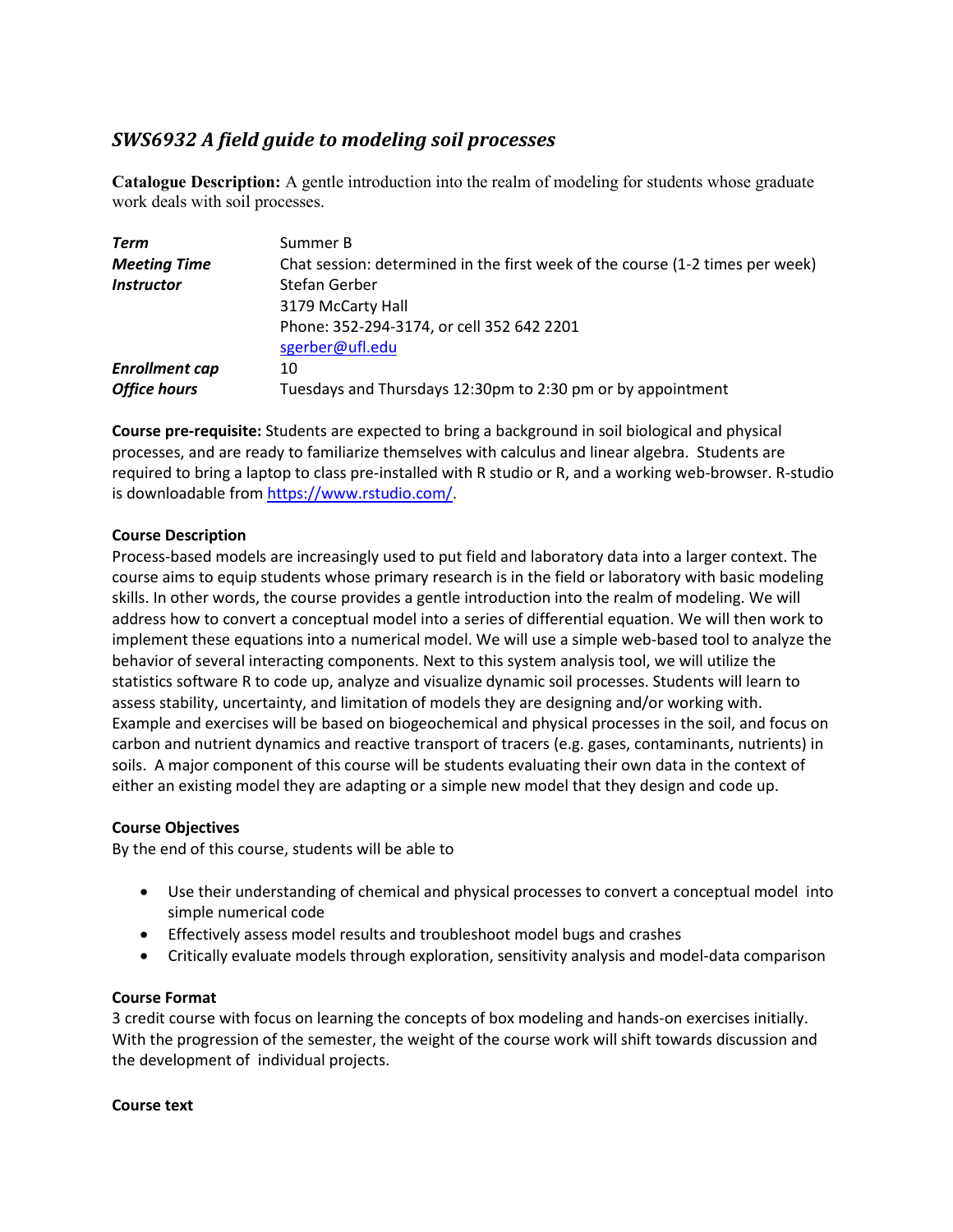# *SWS6932 A field guide to modeling soil processes*

**Catalogue Description:** A gentle introduction into the realm of modeling for students whose graduate work deals with soil processes.

| | |
|---|---|
| ***Term*** | Summer B |
| ***Meeting Time*** | Chat session: determined in the first week of the course (1-2 times per week) |
| ***Instructor*** | Stefan Gerber<br>3179 McCarty Hall<br>Phone: 352-294-3174, or cell 352 642 2201<br>sgerber@ufl.edu |
| ***Enrollment cap*** | 10 |
| ***Office hours*** | Tuesdays and Thursdays 12:30pm to 2:30 pm or by appointment |

**Course pre-requisite:** Students are expected to bring a background in soil biological and physical processes, and are ready to familiarize themselves with calculus and linear algebra. Students are required to bring a laptop to class pre-installed with R studio or R, and a working web-browser. R-studio is downloadable from https://www.rstudio.com/.

**Course Description**

Process-based models are increasingly used to put field and laboratory data into a larger context. The course aims to equip students whose primary research is in the field or laboratory with basic modeling skills. In other words, the course provides a gentle introduction into the realm of modeling. We will address how to convert a conceptual model into a series of differential equation. We will then work to implement these equations into a numerical model. We will use a simple web-based tool to analyze the behavior of several interacting components. Next to this system analysis tool, we will utilize the statistics software R to code up, analyze and visualize dynamic soil processes. Students will learn to assess stability, uncertainty, and limitation of models they are designing and/or working with. Example and exercises will be based on biogeochemical and physical processes in the soil, and focus on carbon and nutrient dynamics and reactive transport of tracers (e.g. gases, contaminants, nutrients) in soils. A major component of this course will be students evaluating their own data in the context of either an existing model they are adapting or a simple new model that they design and code up.

**Course Objectives**

By the end of this course, students will be able to

- Use their understanding of chemical and physical processes to convert a conceptual model into simple numerical code
- Effectively assess model results and troubleshoot model bugs and crashes
- Critically evaluate models through exploration, sensitivity analysis and model-data comparison

**Course Format**

3 credit course with focus on learning the concepts of box modeling and hands-on exercises initially. With the progression of the semester, the weight of the course work will shift towards discussion and the development of individual projects.

**Course text**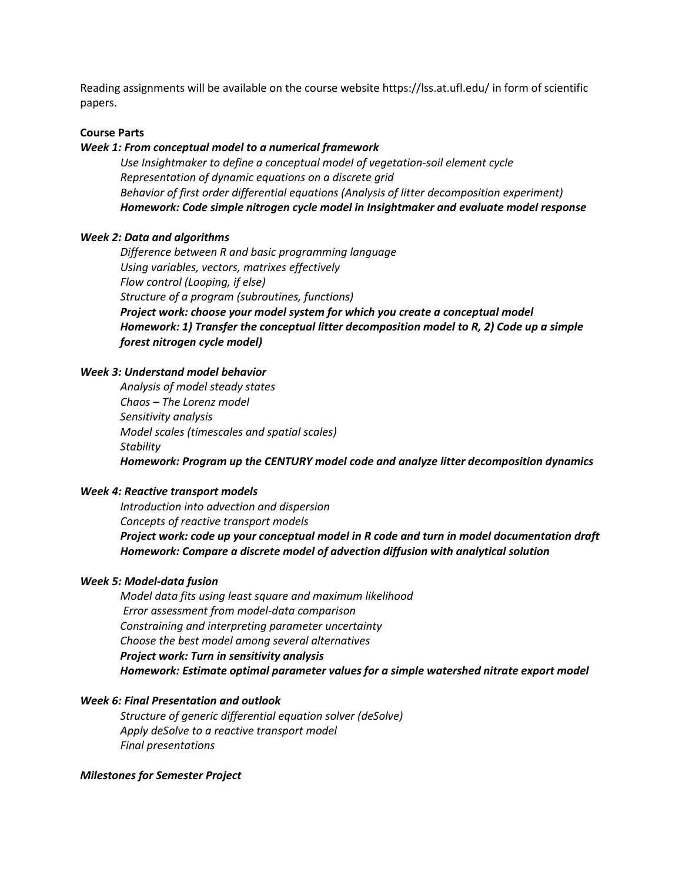Reading assignments will be available on the course website https://lss.at.ufl.edu/ in form of scientific papers.

**Course Parts**

***Week 1: From conceptual model to a numerical framework***

*Use Insightmaker to define a conceptual model of vegetation-soil element cycle*
*Representation of dynamic equations on a discrete grid*
*Behavior of first order differential equations (Analysis of litter decomposition experiment)*
***Homework: Code simple nitrogen cycle model in Insightmaker and evaluate model response***

***Week 2: Data and algorithms***

*Difference between R and basic programming language*
*Using variables, vectors, matrixes effectively*
*Flow control (Looping, if else)*
*Structure of a program (subroutines, functions)*
***Project work: choose your model system for which you create a conceptual model***
***Homework: 1) Transfer the conceptual litter decomposition model to R, 2) Code up a simple forest nitrogen cycle model)***

***Week 3: Understand model behavior***

*Analysis of model steady states*
*Chaos – The Lorenz model*
*Sensitivity analysis*
*Model scales (timescales and spatial scales)*
*Stability*
***Homework: Program up the CENTURY model code and analyze litter decomposition dynamics***

***Week 4: Reactive transport models***

*Introduction into advection and dispersion*
*Concepts of reactive transport models*
***Project work: code up your conceptual model in R code and turn in model documentation draft***
***Homework: Compare a discrete model of advection diffusion with analytical solution***

***Week 5: Model-data fusion***

*Model data fits using least square and maximum likelihood*
*Error assessment from model-data comparison*
*Constraining and interpreting parameter uncertainty*
*Choose the best model among several alternatives*
***Project work: Turn in sensitivity analysis***
***Homework: Estimate optimal parameter values for a simple watershed nitrate export model***

***Week 6: Final Presentation and outlook***

*Structure of generic differential equation solver (deSolve)*
*Apply deSolve to a reactive transport model*
*Final presentations*

***Milestones for Semester Project***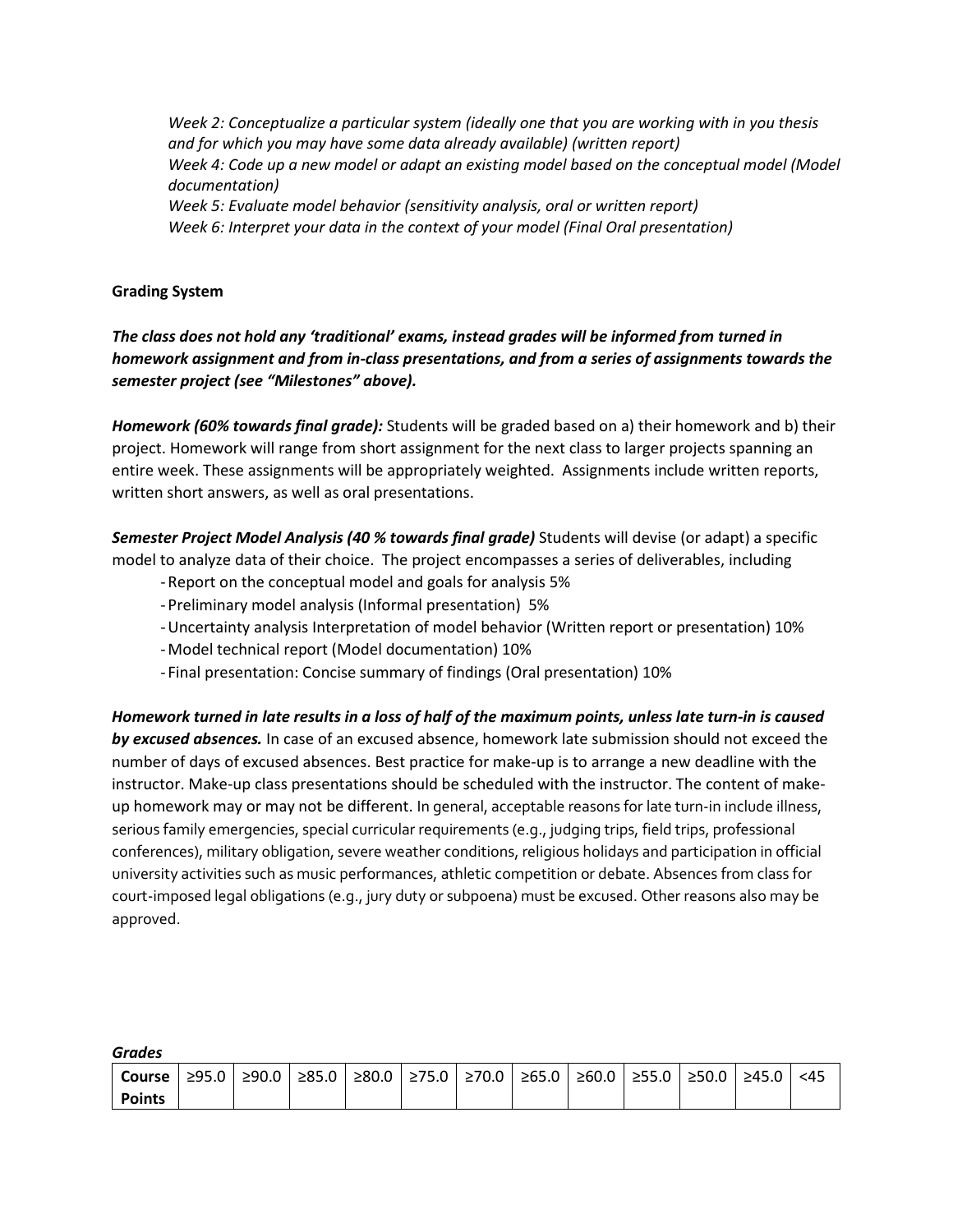*Week 2: Conceptualize a particular system (ideally one that you are working with in you thesis and for which you may have some data already available) (written report)*
*Week 4: Code up a new model or adapt an existing model based on the conceptual model (Model documentation)*
*Week 5: Evaluate model behavior (sensitivity analysis, oral or written report)*
*Week 6: Interpret your data in the context of your model (Final Oral presentation)*

**Grading System**

***The class does not hold any 'traditional' exams, instead grades will be informed from turned in homework assignment and from in-class presentations, and from a series of assignments towards the semester project (see "Milestones" above).***

***Homework (60% towards final grade):*** Students will be graded based on a) their homework and b) their project. Homework will range from short assignment for the next class to larger projects spanning an entire week. These assignments will be appropriately weighted. Assignments include written reports, written short answers, as well as oral presentations.

***Semester Project Model Analysis (40 % towards final grade)*** Students will devise (or adapt) a specific model to analyze data of their choice. The project encompasses a series of deliverables, including

- Report on the conceptual model and goals for analysis 5%
- Preliminary model analysis (Informal presentation) 5%
- Uncertainty analysis Interpretation of model behavior (Written report or presentation) 10%
- Model technical report (Model documentation) 10%
- Final presentation: Concise summary of findings (Oral presentation) 10%

***Homework turned in late results in a loss of half of the maximum points, unless late turn-in is caused by excused absences.*** In case of an excused absence, homework late submission should not exceed the number of days of excused absences. Best practice for make-up is to arrange a new deadline with the instructor. Make-up class presentations should be scheduled with the instructor. The content of make-up homework may or may not be different. In general, acceptable reasons for late turn-in include illness, serious family emergencies, special curricular requirements (e.g., judging trips, field trips, professional conferences), military obligation, severe weather conditions, religious holidays and participation in official university activities such as music performances, athletic competition or debate. Absences from class for court-imposed legal obligations (e.g., jury duty or subpoena) must be excused. Other reasons also may be approved.

***Grades***

| **Course Points** | ≥95.0 | ≥90.0 | ≥85.0 | ≥80.0 | ≥75.0 | ≥70.0 | ≥65.0 | ≥60.0 | ≥55.0 | ≥50.0 | ≥45.0 | <45 |
|---|---|---|---|---|---|---|---|---|---|---|---|---|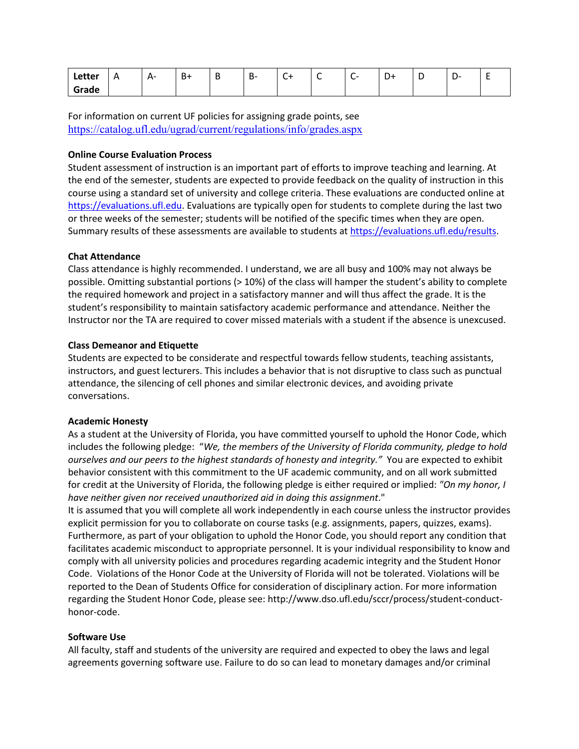| Letter Grade | A | A- | B+ | B | B- | C+ | C | C- | D+ | D | D- | E |
|---|---|---|---|---|---|---|---|---|---|---|---|---|

For information on current UF policies for assigning grade points, see https://catalog.ufl.edu/ugrad/current/regulations/info/grades.aspx

**Online Course Evaluation Process**

Student assessment of instruction is an important part of efforts to improve teaching and learning. At the end of the semester, students are expected to provide feedback on the quality of instruction in this course using a standard set of university and college criteria. These evaluations are conducted online at https://evaluations.ufl.edu. Evaluations are typically open for students to complete during the last two or three weeks of the semester; students will be notified of the specific times when they are open. Summary results of these assessments are available to students at https://evaluations.ufl.edu/results.

**Chat Attendance**

Class attendance is highly recommended. I understand, we are all busy and 100% may not always be possible. Omitting substantial portions (> 10%) of the class will hamper the student's ability to complete the required homework and project in a satisfactory manner and will thus affect the grade. It is the student's responsibility to maintain satisfactory academic performance and attendance. Neither the Instructor nor the TA are required to cover missed materials with a student if the absence is unexcused.

**Class Demeanor and Etiquette**

Students are expected to be considerate and respectful towards fellow students, teaching assistants, instructors, and guest lecturers. This includes a behavior that is not disruptive to class such as punctual attendance, the silencing of cell phones and similar electronic devices, and avoiding private conversations.

**Academic Honesty**

As a student at the University of Florida, you have committed yourself to uphold the Honor Code, which includes the following pledge: *"We, the members of the University of Florida community, pledge to hold ourselves and our peers to the highest standards of honesty and integrity."* You are expected to exhibit behavior consistent with this commitment to the UF academic community, and on all work submitted for credit at the University of Florida, the following pledge is either required or implied: *"On my honor, I have neither given nor received unauthorized aid in doing this assignment*."
It is assumed that you will complete all work independently in each course unless the instructor provides explicit permission for you to collaborate on course tasks (e.g. assignments, papers, quizzes, exams). Furthermore, as part of your obligation to uphold the Honor Code, you should report any condition that facilitates academic misconduct to appropriate personnel. It is your individual responsibility to know and comply with all university policies and procedures regarding academic integrity and the Student Honor Code. Violations of the Honor Code at the University of Florida will not be tolerated. Violations will be reported to the Dean of Students Office for consideration of disciplinary action. For more information regarding the Student Honor Code, please see: http://www.dso.ufl.edu/sccr/process/student-conduct-honor-code.

**Software Use**

All faculty, staff and students of the university are required and expected to obey the laws and legal agreements governing software use. Failure to do so can lead to monetary damages and/or criminal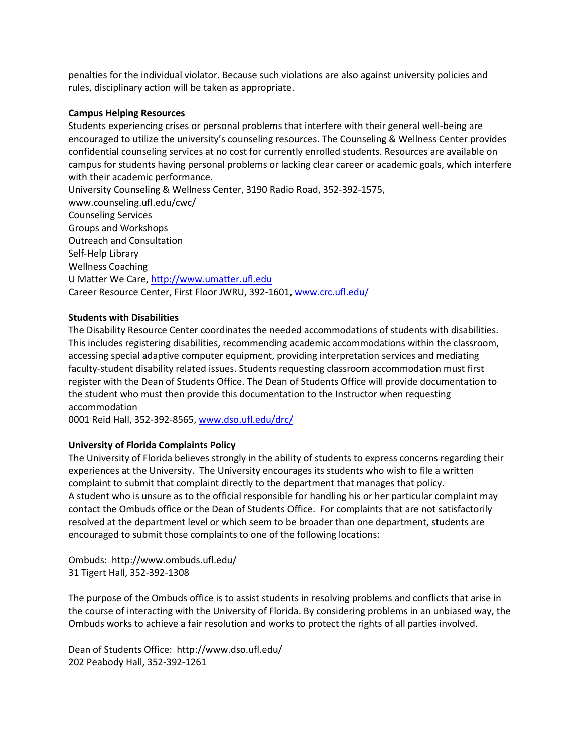penalties for the individual violator. Because such violations are also against university policies and rules, disciplinary action will be taken as appropriate.

**Campus Helping Resources**

Students experiencing crises or personal problems that interfere with their general well-being are encouraged to utilize the university's counseling resources. The Counseling & Wellness Center provides confidential counseling services at no cost for currently enrolled students. Resources are available on campus for students having personal problems or lacking clear career or academic goals, which interfere with their academic performance.

University Counseling & Wellness Center, 3190 Radio Road, 352-392-1575, www.counseling.ufl.edu/cwc/

Counseling Services
Groups and Workshops
Outreach and Consultation
Self-Help Library
Wellness Coaching

U Matter We Care, http://www.umatter.ufl.edu

Career Resource Center, First Floor JWRU, 392-1601, www.crc.ufl.edu/

**Students with Disabilities**

The Disability Resource Center coordinates the needed accommodations of students with disabilities. This includes registering disabilities, recommending academic accommodations within the classroom, accessing special adaptive computer equipment, providing interpretation services and mediating faculty-student disability related issues. Students requesting classroom accommodation must first register with the Dean of Students Office. The Dean of Students Office will provide documentation to the student who must then provide this documentation to the Instructor when requesting accommodation

0001 Reid Hall, 352-392-8565, www.dso.ufl.edu/drc/

**University of Florida Complaints Policy**

The University of Florida believes strongly in the ability of students to express concerns regarding their experiences at the University. The University encourages its students who wish to file a written complaint to submit that complaint directly to the department that manages that policy.
A student who is unsure as to the official responsible for handling his or her particular complaint may contact the Ombuds office or the Dean of Students Office. For complaints that are not satisfactorily resolved at the department level or which seem to be broader than one department, students are encouraged to submit those complaints to one of the following locations:

Ombuds: http://www.ombuds.ufl.edu/
31 Tigert Hall, 352-392-1308

The purpose of the Ombuds office is to assist students in resolving problems and conflicts that arise in the course of interacting with the University of Florida. By considering problems in an unbiased way, the Ombuds works to achieve a fair resolution and works to protect the rights of all parties involved.

Dean of Students Office: http://www.dso.ufl.edu/
202 Peabody Hall, 352-392-1261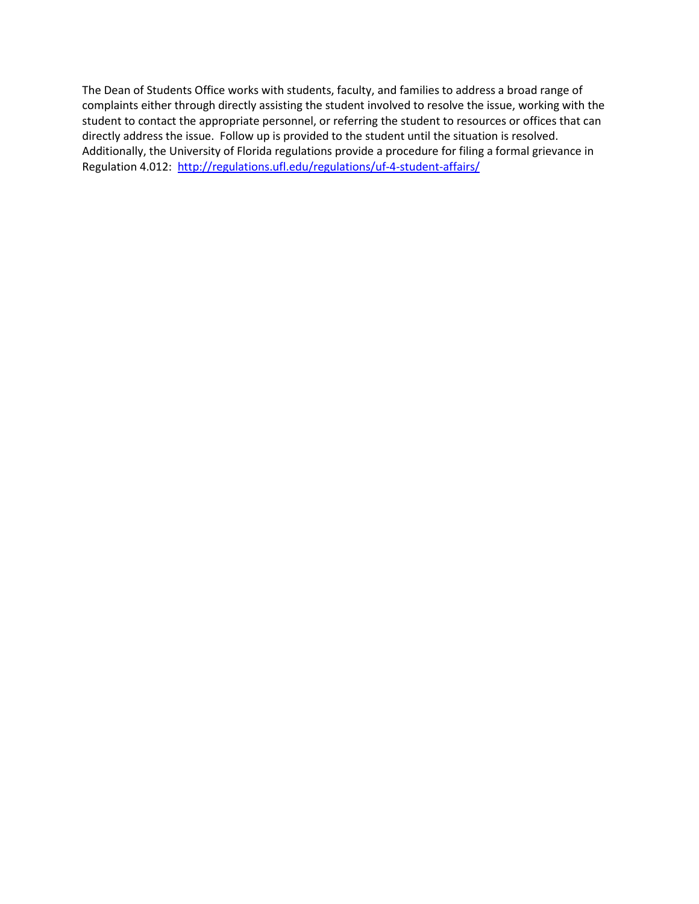The Dean of Students Office works with students, faculty, and families to address a broad range of complaints either through directly assisting the student involved to resolve the issue, working with the student to contact the appropriate personnel, or referring the student to resources or offices that can directly address the issue. Follow up is provided to the student until the situation is resolved. Additionally, the University of Florida regulations provide a procedure for filing a formal grievance in Regulation 4.012: [http://regulations.ufl.edu/regulations/uf-4-student-affairs/](http://regulations.ufl.edu/regulations/uf-4-student-affairs/)